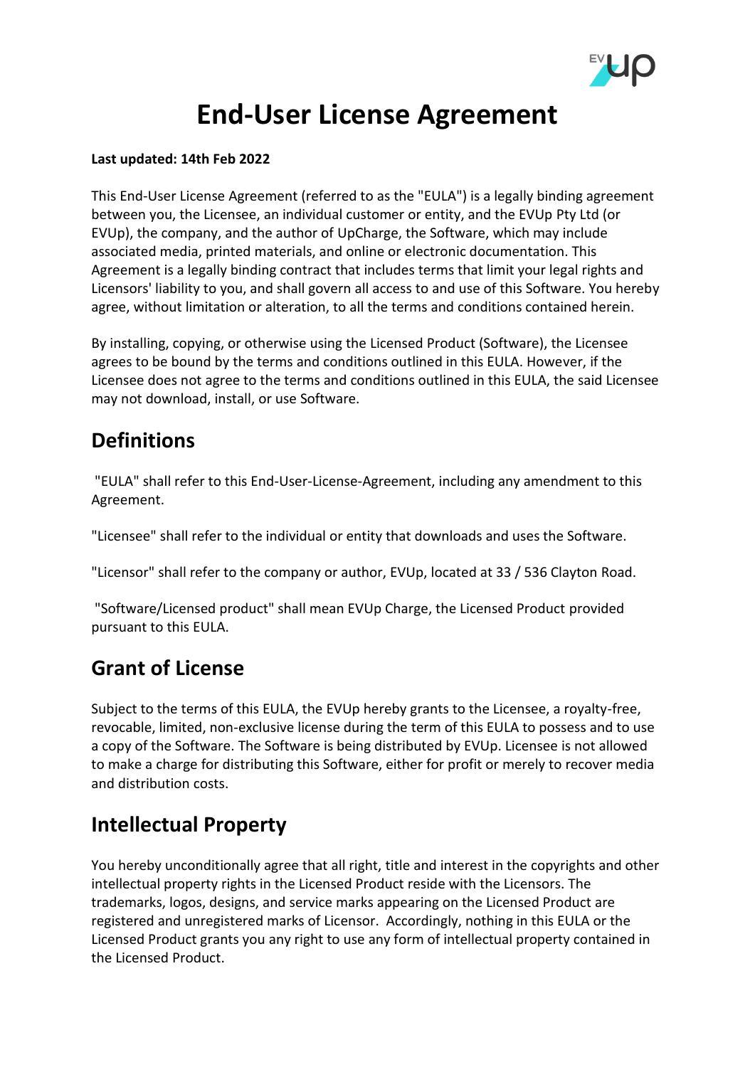# End-User License Agreement

**Last updated: 14th Feb 2022**

This End-User License Agreement (referred to as the "EULA") is a legally binding agreement between you, the Licensee, an individual customer or entity, and the EVUp Pty Ltd (or EVUp), the company, and the author of UpCharge, the Software, which may include associated media, printed materials, and online or electronic documentation. This Agreement is a legally binding contract that includes terms that limit your legal rights and Licensors' liability to you, and shall govern all access to and use of this Software. You hereby agree, without limitation or alteration, to all the terms and conditions contained herein.

By installing, copying, or otherwise using the Licensed Product (Software), the Licensee agrees to be bound by the terms and conditions outlined in this EULA. However, if the Licensee does not agree to the terms and conditions outlined in this EULA, the said Licensee may not download, install, or use Software.

## Definitions

"EULA" shall refer to this End-User-License-Agreement, including any amendment to this Agreement.

"Licensee" shall refer to the individual or entity that downloads and uses the Software.

"Licensor" shall refer to the company or author, EVUp, located at 33 / 536 Clayton Road.

"Software/Licensed product" shall mean EVUp Charge, the Licensed Product provided pursuant to this EULA.

## Grant of License

Subject to the terms of this EULA, the EVUp hereby grants to the Licensee, a royalty-free, revocable, limited, non-exclusive license during the term of this EULA to possess and to use a copy of the Software. The Software is being distributed by EVUp. Licensee is not allowed to make a charge for distributing this Software, either for profit or merely to recover media and distribution costs.

## Intellectual Property

You hereby unconditionally agree that all right, title and interest in the copyrights and other intellectual property rights in the Licensed Product reside with the Licensors. The trademarks, logos, designs, and service marks appearing on the Licensed Product are registered and unregistered marks of Licensor. Accordingly, nothing in this EULA or the Licensed Product grants you any right to use any form of intellectual property contained in the Licensed Product.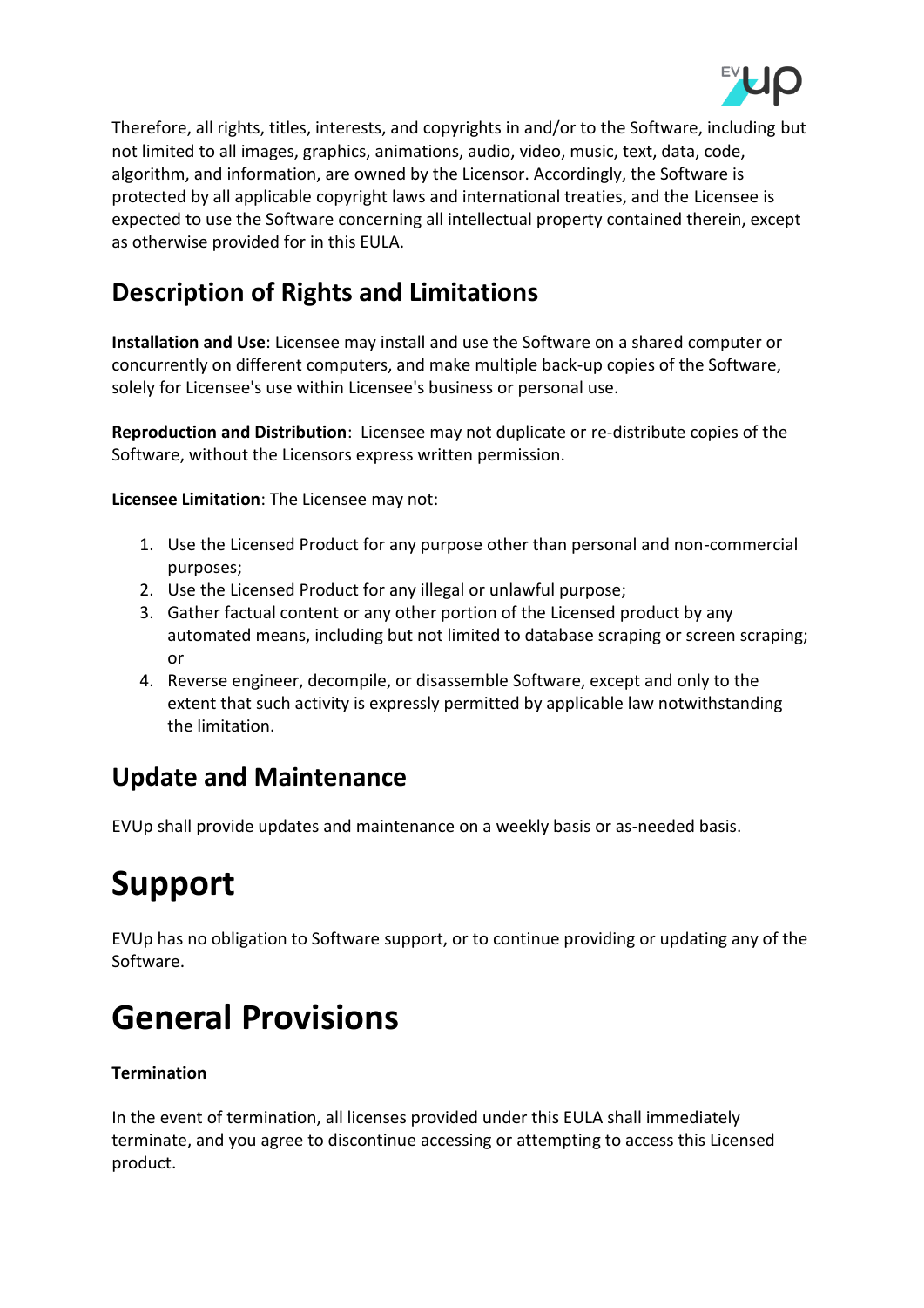Therefore, all rights, titles, interests, and copyrights in and/or to the Software, including but not limited to all images, graphics, animations, audio, video, music, text, data, code, algorithm, and information, are owned by the Licensor. Accordingly, the Software is protected by all applicable copyright laws and international treaties, and the Licensee is expected to use the Software concerning all intellectual property contained therein, except as otherwise provided for in this EULA.

## Description of Rights and Limitations

**Installation and Use**: Licensee may install and use the Software on a shared computer or concurrently on different computers, and make multiple back-up copies of the Software, solely for Licensee's use within Licensee's business or personal use.

**Reproduction and Distribution**: Licensee may not duplicate or re-distribute copies of the Software, without the Licensors express written permission.

**Licensee Limitation**: The Licensee may not:

1. Use the Licensed Product for any purpose other than personal and non-commercial purposes;
2. Use the Licensed Product for any illegal or unlawful purpose;
3. Gather factual content or any other portion of the Licensed product by any automated means, including but not limited to database scraping or screen scraping; or
4. Reverse engineer, decompile, or disassemble Software, except and only to the extent that such activity is expressly permitted by applicable law notwithstanding the limitation.

## Update and Maintenance

EVUp shall provide updates and maintenance on a weekly basis or as-needed basis.

# Support

EVUp has no obligation to Software support, or to continue providing or updating any of the Software.

# General Provisions

**Termination**

In the event of termination, all licenses provided under this EULA shall immediately terminate, and you agree to discontinue accessing or attempting to access this Licensed product.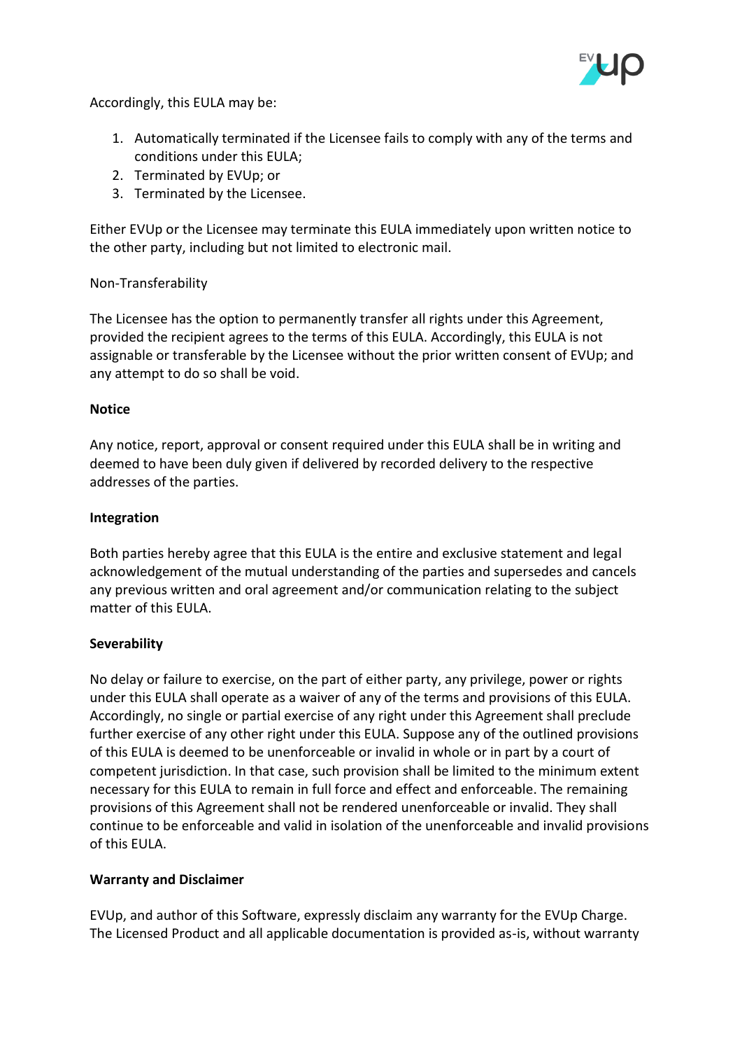Accordingly, this EULA may be:

1. Automatically terminated if the Licensee fails to comply with any of the terms and conditions under this EULA;
2. Terminated by EVUp; or
3. Terminated by the Licensee.

Either EVUp or the Licensee may terminate this EULA immediately upon written notice to the other party, including but not limited to electronic mail.

Non-Transferability

The Licensee has the option to permanently transfer all rights under this Agreement, provided the recipient agrees to the terms of this EULA. Accordingly, this EULA is not assignable or transferable by the Licensee without the prior written consent of EVUp; and any attempt to do so shall be void.

**Notice**

Any notice, report, approval or consent required under this EULA shall be in writing and deemed to have been duly given if delivered by recorded delivery to the respective addresses of the parties.

**Integration**

Both parties hereby agree that this EULA is the entire and exclusive statement and legal acknowledgement of the mutual understanding of the parties and supersedes and cancels any previous written and oral agreement and/or communication relating to the subject matter of this EULA.

**Severability**

No delay or failure to exercise, on the part of either party, any privilege, power or rights under this EULA shall operate as a waiver of any of the terms and provisions of this EULA. Accordingly, no single or partial exercise of any right under this Agreement shall preclude further exercise of any other right under this EULA. Suppose any of the outlined provisions of this EULA is deemed to be unenforceable or invalid in whole or in part by a court of competent jurisdiction. In that case, such provision shall be limited to the minimum extent necessary for this EULA to remain in full force and effect and enforceable. The remaining provisions of this Agreement shall not be rendered unenforceable or invalid. They shall continue to be enforceable and valid in isolation of the unenforceable and invalid provisions of this EULA.

**Warranty and Disclaimer**

EVUp, and author of this Software, expressly disclaim any warranty for the EVUp Charge. The Licensed Product and all applicable documentation is provided as-is, without warranty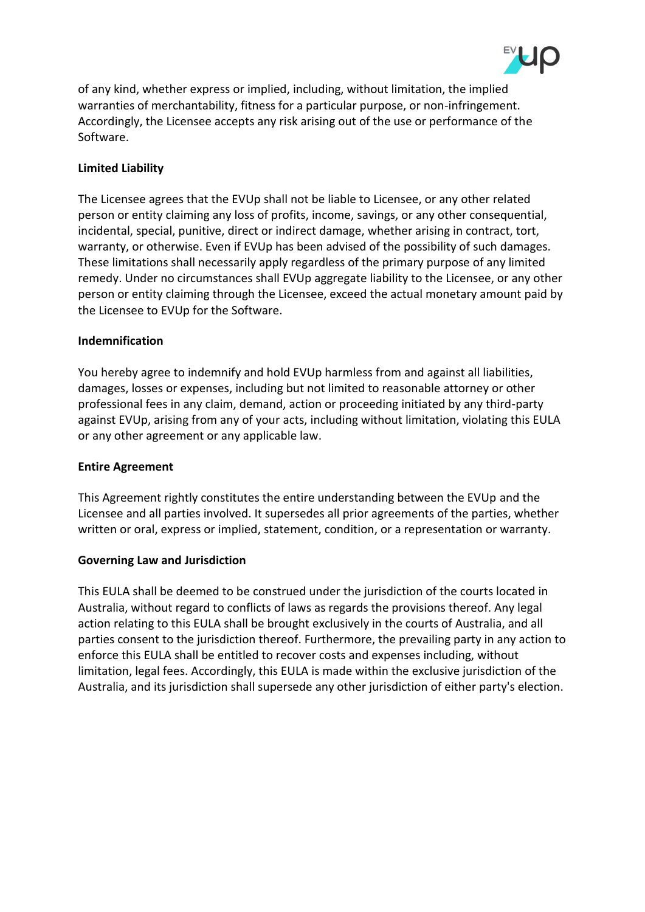of any kind, whether express or implied, including, without limitation, the implied warranties of merchantability, fitness for a particular purpose, or non-infringement. Accordingly, the Licensee accepts any risk arising out of the use or performance of the Software.

**Limited Liability**

The Licensee agrees that the EVUp shall not be liable to Licensee, or any other related person or entity claiming any loss of profits, income, savings, or any other consequential, incidental, special, punitive, direct or indirect damage, whether arising in contract, tort, warranty, or otherwise. Even if EVUp has been advised of the possibility of such damages. These limitations shall necessarily apply regardless of the primary purpose of any limited remedy. Under no circumstances shall EVUp aggregate liability to the Licensee, or any other person or entity claiming through the Licensee, exceed the actual monetary amount paid by the Licensee to EVUp for the Software.

**Indemnification**

You hereby agree to indemnify and hold EVUp harmless from and against all liabilities, damages, losses or expenses, including but not limited to reasonable attorney or other professional fees in any claim, demand, action or proceeding initiated by any third-party against EVUp, arising from any of your acts, including without limitation, violating this EULA or any other agreement or any applicable law.

**Entire Agreement**

This Agreement rightly constitutes the entire understanding between the EVUp and the Licensee and all parties involved. It supersedes all prior agreements of the parties, whether written or oral, express or implied, statement, condition, or a representation or warranty.

**Governing Law and Jurisdiction**

This EULA shall be deemed to be construed under the jurisdiction of the courts located in Australia, without regard to conflicts of laws as regards the provisions thereof. Any legal action relating to this EULA shall be brought exclusively in the courts of Australia, and all parties consent to the jurisdiction thereof. Furthermore, the prevailing party in any action to enforce this EULA shall be entitled to recover costs and expenses including, without limitation, legal fees. Accordingly, this EULA is made within the exclusive jurisdiction of the Australia, and its jurisdiction shall supersede any other jurisdiction of either party's election.